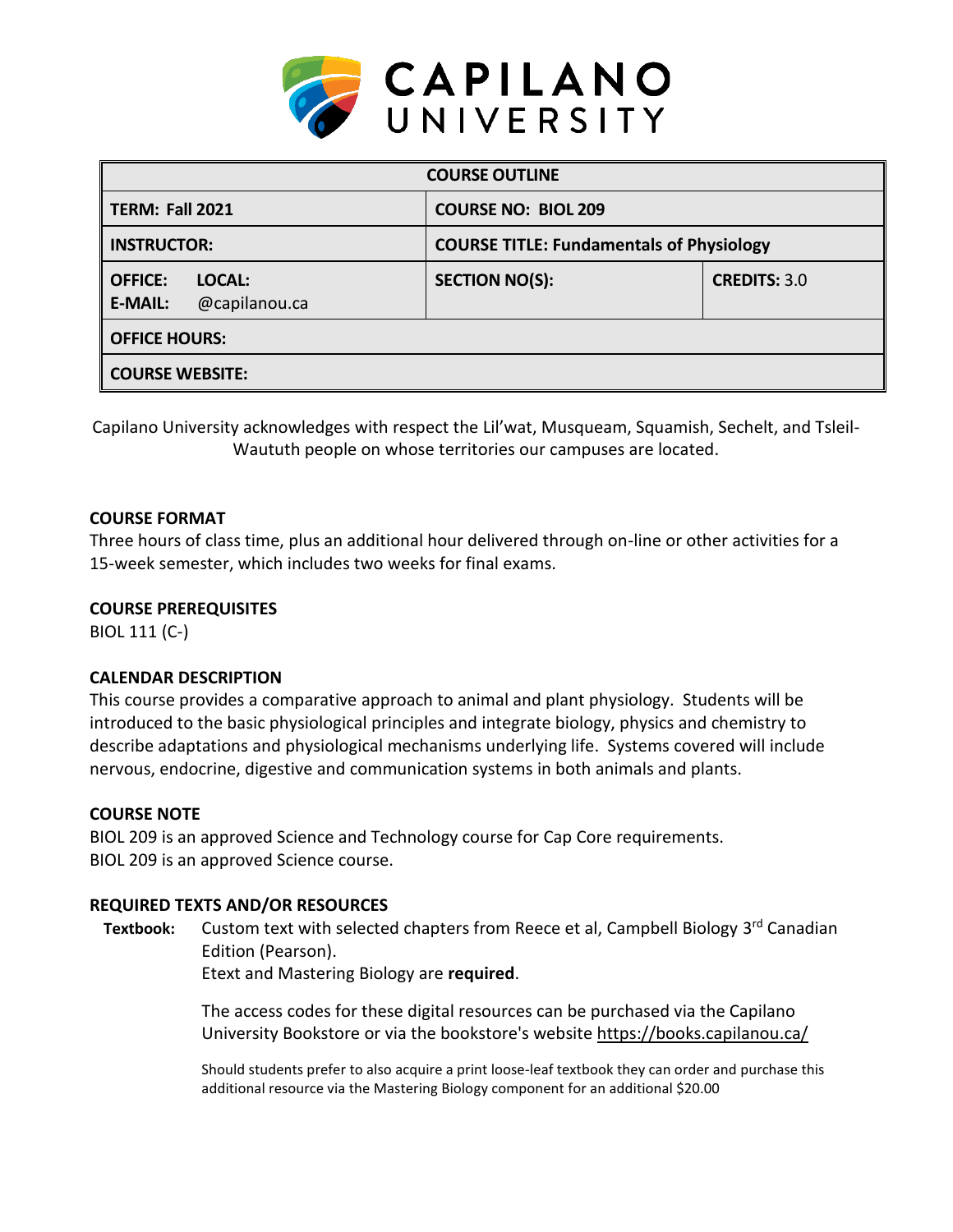# CAPILANO UNIVERSITY

| COURSE OUTLINE | | |
|---|---|---|
| **TERM: Fall 2021** | **COURSE NO: BIOL 209** | |
| **INSTRUCTOR:** | **COURSE TITLE: Fundamentals of Physiology** | |
| **OFFICE:** **LOCAL:**<br>**E-MAIL:** @capilanou.ca | **SECTION NO(S):** | **CREDITS:** 3.0 |
| **OFFICE HOURS:** | | |
| **COURSE WEBSITE:** | | |

Capilano University acknowledges with respect the Lil'wat, Musqueam, Squamish, Sechelt, and Tsleil-Waututh people on whose territories our campuses are located.

### COURSE FORMAT

Three hours of class time, plus an additional hour delivered through on-line or other activities for a 15-week semester, which includes two weeks for final exams.

### COURSE PREREQUISITES

BIOL 111 (C-)

### CALENDAR DESCRIPTION

This course provides a comparative approach to animal and plant physiology. Students will be introduced to the basic physiological principles and integrate biology, physics and chemistry to describe adaptations and physiological mechanisms underlying life. Systems covered will include nervous, endocrine, digestive and communication systems in both animals and plants.

### COURSE NOTE

BIOL 209 is an approved Science and Technology course for Cap Core requirements.
BIOL 209 is an approved Science course.

### REQUIRED TEXTS AND/OR RESOURCES

**Textbook:** Custom text with selected chapters from Reece et al, Campbell Biology 3rd Canadian Edition (Pearson).
Etext and Mastering Biology are **required**.

The access codes for these digital resources can be purchased via the Capilano University Bookstore or via the bookstore's website https://books.capilanou.ca/

Should students prefer to also acquire a print loose-leaf textbook they can order and purchase this additional resource via the Mastering Biology component for an additional $20.00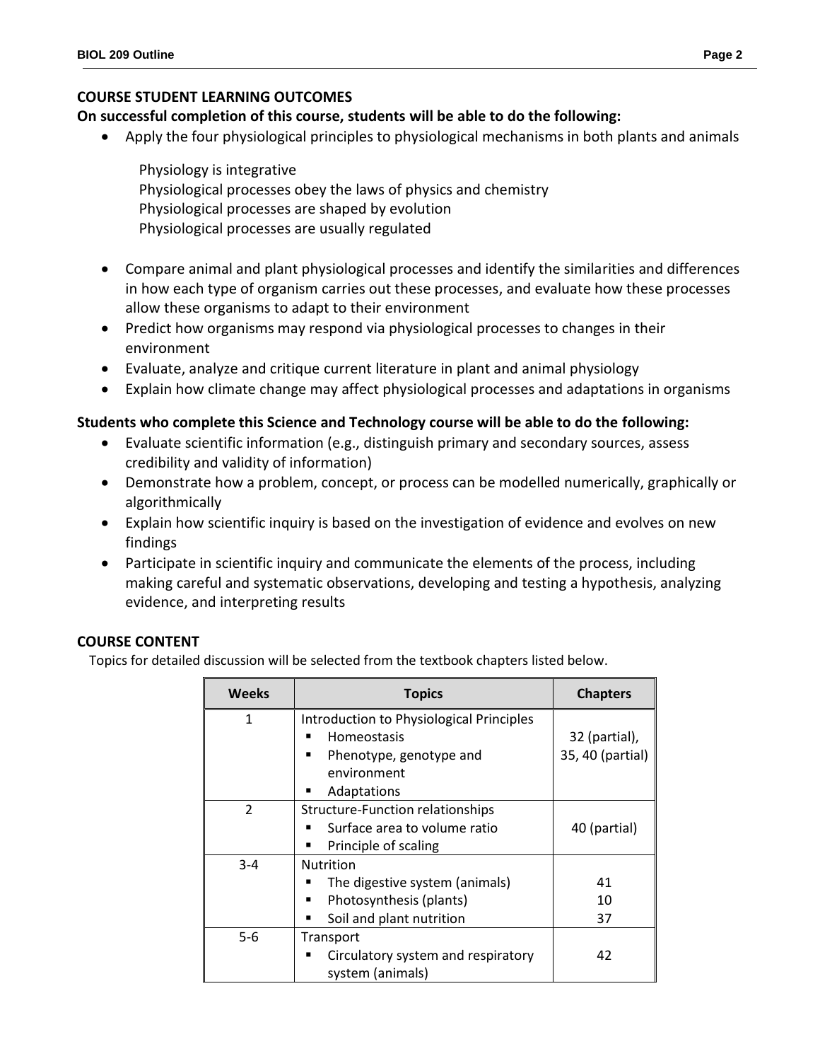## COURSE STUDENT LEARNING OUTCOMES

**On successful completion of this course, students will be able to do the following:**

- Apply the four physiological principles to physiological mechanisms in both plants and animals

    Physiology is integrative
    Physiological processes obey the laws of physics and chemistry
    Physiological processes are shaped by evolution
    Physiological processes are usually regulated

- Compare animal and plant physiological processes and identify the similarities and differences in how each type of organism carries out these processes, and evaluate how these processes allow these organisms to adapt to their environment
- Predict how organisms may respond via physiological processes to changes in their environment
- Evaluate, analyze and critique current literature in plant and animal physiology
- Explain how climate change may affect physiological processes and adaptations in organisms

**Students who complete this Science and Technology course will be able to do the following:**

- Evaluate scientific information (e.g., distinguish primary and secondary sources, assess credibility and validity of information)
- Demonstrate how a problem, concept, or process can be modelled numerically, graphically or algorithmically
- Explain how scientific inquiry is based on the investigation of evidence and evolves on new findings
- Participate in scientific inquiry and communicate the elements of the process, including making careful and systematic observations, developing and testing a hypothesis, analyzing evidence, and interpreting results

## COURSE CONTENT

Topics for detailed discussion will be selected from the textbook chapters listed below.

| Weeks | Topics | Chapters |
|---|---|---|
| 1 | Introduction to Physiological Principles<br>▪ Homeostasis<br>▪ Phenotype, genotype and environment<br>▪ Adaptations | 32 (partial),<br>35, 40 (partial) |
| 2 | Structure-Function relationships<br>▪ Surface area to volume ratio<br>▪ Principle of scaling | 40 (partial) |
| 3-4 | Nutrition<br>▪ The digestive system (animals)<br>▪ Photosynthesis (plants)<br>▪ Soil and plant nutrition | 41<br>10<br>37 |
| 5-6 | Transport<br>▪ Circulatory system and respiratory system (animals) | 42 |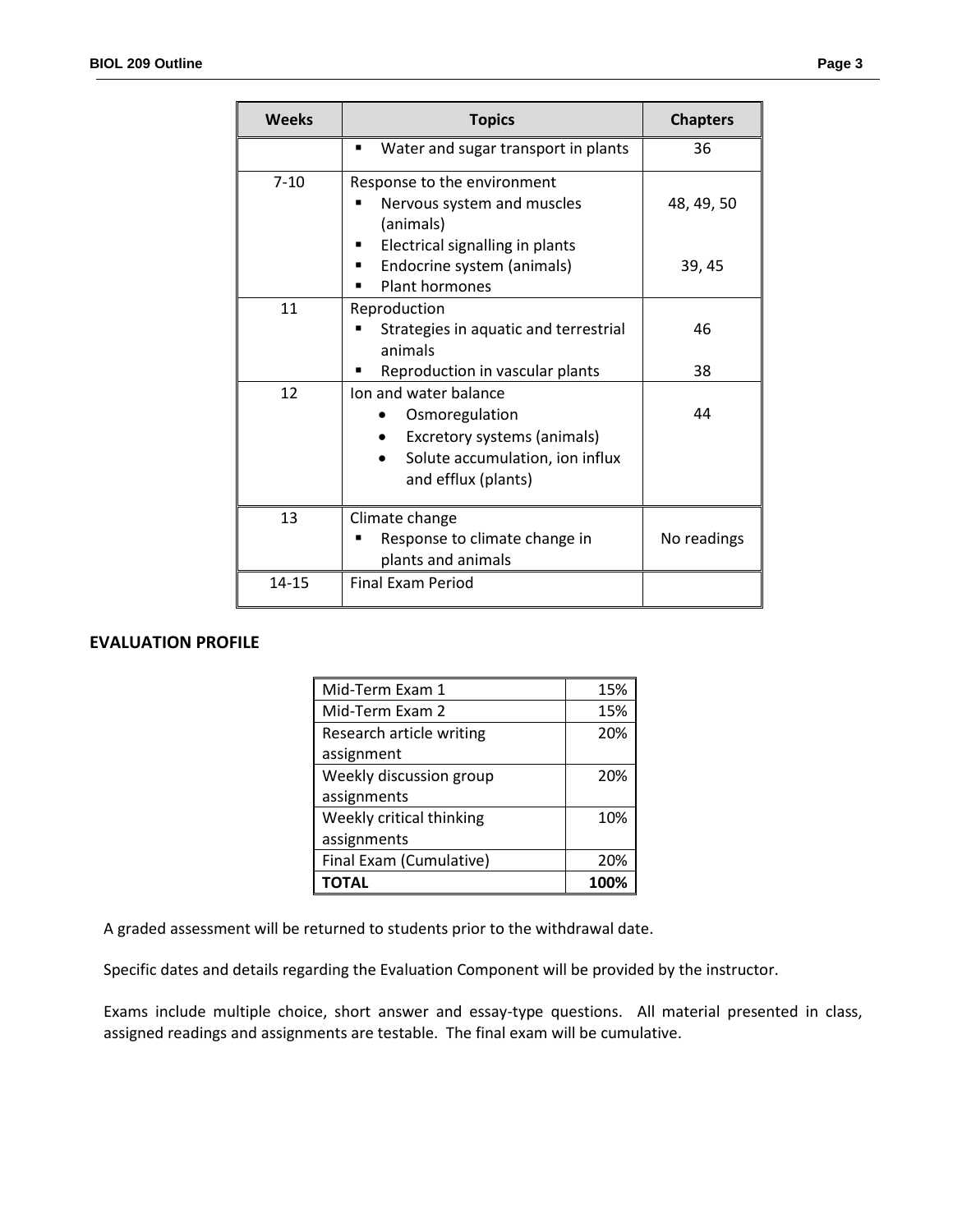| Weeks | Topics | Chapters |
|---|---|---|
| | ▪ Water and sugar transport in plants | 36 |
| 7-10 | Response to the environment<br>▪ Nervous system and muscles (animals)<br>▪ Electrical signalling in plants<br>▪ Endocrine system (animals)<br>▪ Plant hormones | 48, 49, 50<br><br>39, 45 |
| 11 | Reproduction<br>▪ Strategies in aquatic and terrestrial animals<br>▪ Reproduction in vascular plants | 46<br><br>38 |
| 12 | Ion and water balance<br>• Osmoregulation<br>• Excretory systems (animals)<br>• Solute accumulation, ion influx and efflux (plants) | 44 |
| 13 | Climate change<br>▪ Response to climate change in plants and animals | No readings |
| 14-15 | Final Exam Period | |

## EVALUATION PROFILE

| Component | Weight |
|---|---|
| Mid-Term Exam 1 | 15% |
| Mid-Term Exam 2 | 15% |
| Research article writing assignment | 20% |
| Weekly discussion group assignments | 20% |
| Weekly critical thinking assignments | 10% |
| Final Exam (Cumulative) | 20% |
| **TOTAL** | **100%** |

A graded assessment will be returned to students prior to the withdrawal date.

Specific dates and details regarding the Evaluation Component will be provided by the instructor.

Exams include multiple choice, short answer and essay-type questions. All material presented in class, assigned readings and assignments are testable. The final exam will be cumulative.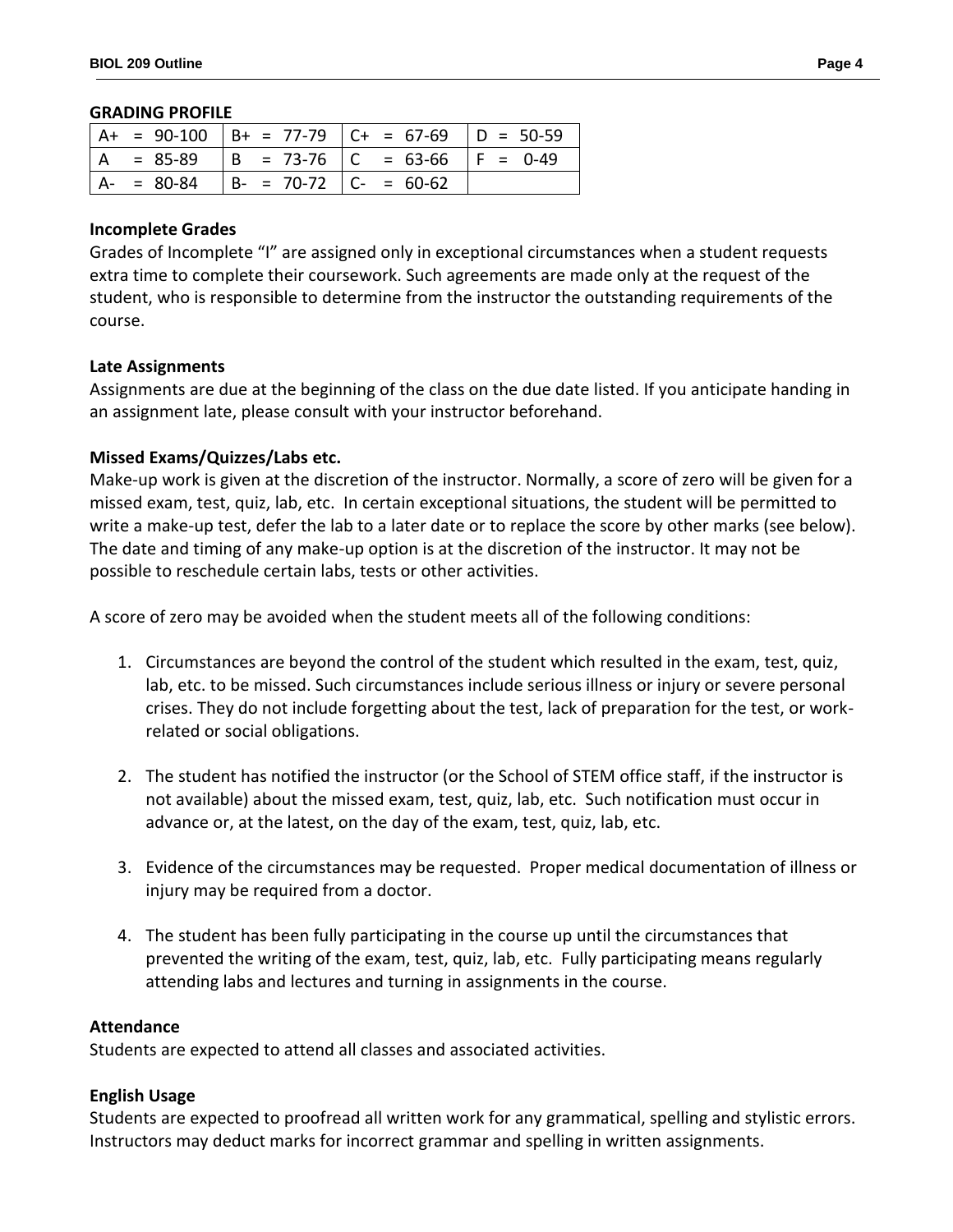## GRADING PROFILE

| | | | |
|---|---|---|---|
| A+ = 90-100 | B+ = 77-79 | C+ = 67-69 | D = 50-59 |
| A = 85-89 | B = 73-76 | C = 63-66 | F = 0-49 |
| A- = 80-84 | B- = 70-72 | C- = 60-62 | |

**Incomplete Grades**

Grades of Incomplete "I" are assigned only in exceptional circumstances when a student requests extra time to complete their coursework. Such agreements are made only at the request of the student, who is responsible to determine from the instructor the outstanding requirements of the course.

**Late Assignments**

Assignments are due at the beginning of the class on the due date listed. If you anticipate handing in an assignment late, please consult with your instructor beforehand.

**Missed Exams/Quizzes/Labs etc.**

Make-up work is given at the discretion of the instructor. Normally, a score of zero will be given for a missed exam, test, quiz, lab, etc. In certain exceptional situations, the student will be permitted to write a make-up test, defer the lab to a later date or to replace the score by other marks (see below). The date and timing of any make-up option is at the discretion of the instructor. It may not be possible to reschedule certain labs, tests or other activities.

A score of zero may be avoided when the student meets all of the following conditions:

1. Circumstances are beyond the control of the student which resulted in the exam, test, quiz, lab, etc. to be missed. Such circumstances include serious illness or injury or severe personal crises. They do not include forgetting about the test, lack of preparation for the test, or work-related or social obligations.

2. The student has notified the instructor (or the School of STEM office staff, if the instructor is not available) about the missed exam, test, quiz, lab, etc. Such notification must occur in advance or, at the latest, on the day of the exam, test, quiz, lab, etc.

3. Evidence of the circumstances may be requested. Proper medical documentation of illness or injury may be required from a doctor.

4. The student has been fully participating in the course up until the circumstances that prevented the writing of the exam, test, quiz, lab, etc. Fully participating means regularly attending labs and lectures and turning in assignments in the course.

**Attendance**

Students are expected to attend all classes and associated activities.

**English Usage**

Students are expected to proofread all written work for any grammatical, spelling and stylistic errors. Instructors may deduct marks for incorrect grammar and spelling in written assignments.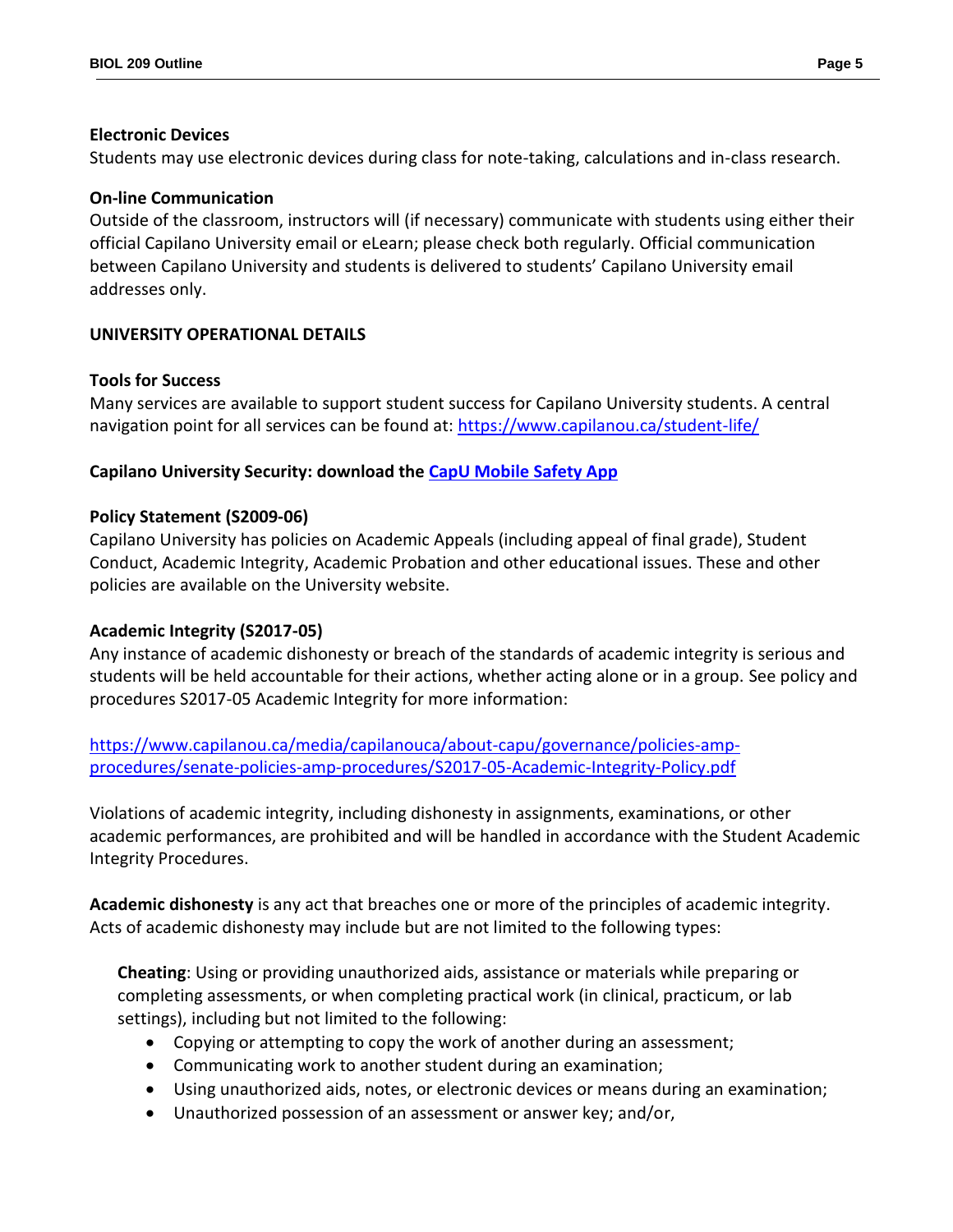**Electronic Devices**
Students may use electronic devices during class for note-taking, calculations and in-class research.

**On-line Communication**
Outside of the classroom, instructors will (if necessary) communicate with students using either their official Capilano University email or eLearn; please check both regularly. Official communication between Capilano University and students is delivered to students' Capilano University email addresses only.

## UNIVERSITY OPERATIONAL DETAILS

**Tools for Success**
Many services are available to support student success for Capilano University students. A central navigation point for all services can be found at: [https://www.capilanou.ca/student-life/](https://www.capilanou.ca/student-life/)

**Capilano University Security: download the CapU Mobile Safety App**

**Policy Statement (S2009-06)**
Capilano University has policies on Academic Appeals (including appeal of final grade), Student Conduct, Academic Integrity, Academic Probation and other educational issues. These and other policies are available on the University website.

**Academic Integrity (S2017-05)**
Any instance of academic dishonesty or breach of the standards of academic integrity is serious and students will be held accountable for their actions, whether acting alone or in a group. See policy and procedures S2017-05 Academic Integrity for more information:

[https://www.capilanou.ca/media/capilanouca/about-capu/governance/policies-amp-procedures/senate-policies-amp-procedures/S2017-05-Academic-Integrity-Policy.pdf](https://www.capilanou.ca/media/capilanouca/about-capu/governance/policies-amp-procedures/senate-policies-amp-procedures/S2017-05-Academic-Integrity-Policy.pdf)

Violations of academic integrity, including dishonesty in assignments, examinations, or other academic performances, are prohibited and will be handled in accordance with the Student Academic Integrity Procedures.

**Academic dishonesty** is any act that breaches one or more of the principles of academic integrity. Acts of academic dishonesty may include but are not limited to the following types:

**Cheating**: Using or providing unauthorized aids, assistance or materials while preparing or completing assessments, or when completing practical work (in clinical, practicum, or lab settings), including but not limited to the following:

- Copying or attempting to copy the work of another during an assessment;
- Communicating work to another student during an examination;
- Using unauthorized aids, notes, or electronic devices or means during an examination;
- Unauthorized possession of an assessment or answer key; and/or,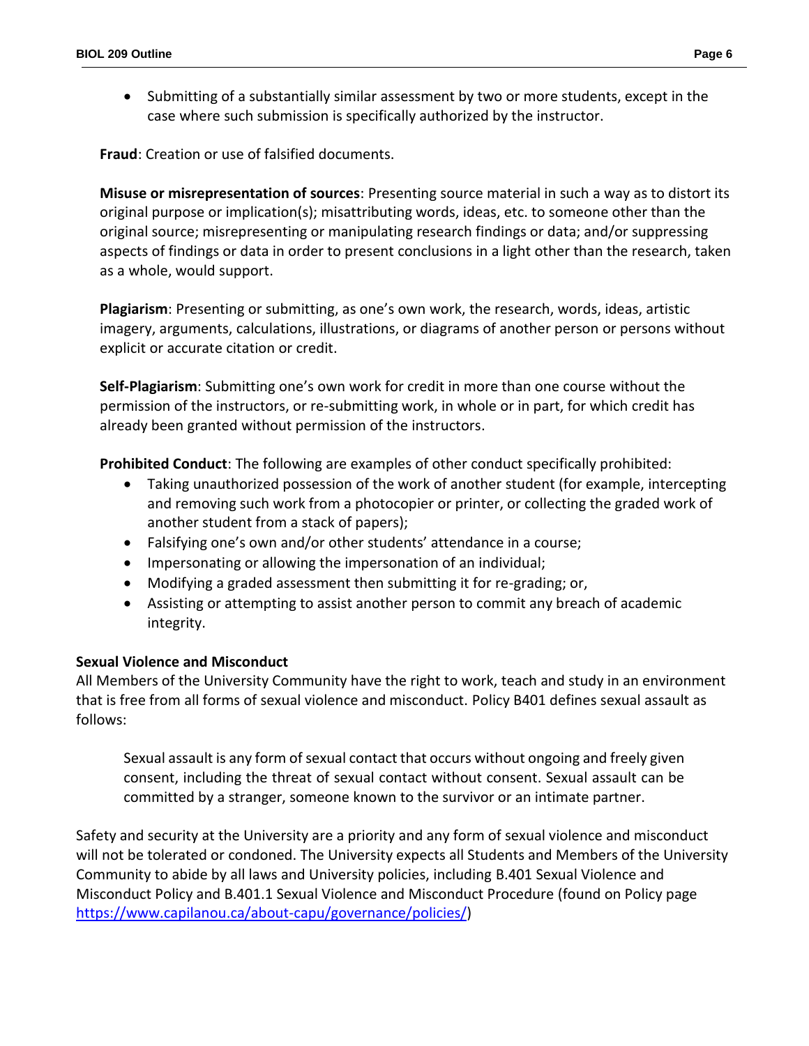- Submitting of a substantially similar assessment by two or more students, except in the case where such submission is specifically authorized by the instructor.

**Fraud**: Creation or use of falsified documents.

**Misuse or misrepresentation of sources**: Presenting source material in such a way as to distort its original purpose or implication(s); misattributing words, ideas, etc. to someone other than the original source; misrepresenting or manipulating research findings or data; and/or suppressing aspects of findings or data in order to present conclusions in a light other than the research, taken as a whole, would support.

**Plagiarism**: Presenting or submitting, as one's own work, the research, words, ideas, artistic imagery, arguments, calculations, illustrations, or diagrams of another person or persons without explicit or accurate citation or credit.

**Self-Plagiarism**: Submitting one's own work for credit in more than one course without the permission of the instructors, or re-submitting work, in whole or in part, for which credit has already been granted without permission of the instructors.

**Prohibited Conduct**: The following are examples of other conduct specifically prohibited:

- Taking unauthorized possession of the work of another student (for example, intercepting and removing such work from a photocopier or printer, or collecting the graded work of another student from a stack of papers);
- Falsifying one's own and/or other students' attendance in a course;
- Impersonating or allowing the impersonation of an individual;
- Modifying a graded assessment then submitting it for re-grading; or,
- Assisting or attempting to assist another person to commit any breach of academic integrity.

**Sexual Violence and Misconduct**

All Members of the University Community have the right to work, teach and study in an environment that is free from all forms of sexual violence and misconduct. Policy B401 defines sexual assault as follows:

> Sexual assault is any form of sexual contact that occurs without ongoing and freely given consent, including the threat of sexual contact without consent. Sexual assault can be committed by a stranger, someone known to the survivor or an intimate partner.

Safety and security at the University are a priority and any form of sexual violence and misconduct will not be tolerated or condoned. The University expects all Students and Members of the University Community to abide by all laws and University policies, including B.401 Sexual Violence and Misconduct Policy and B.401.1 Sexual Violence and Misconduct Procedure (found on Policy page https://www.capilanou.ca/about-capu/governance/policies/)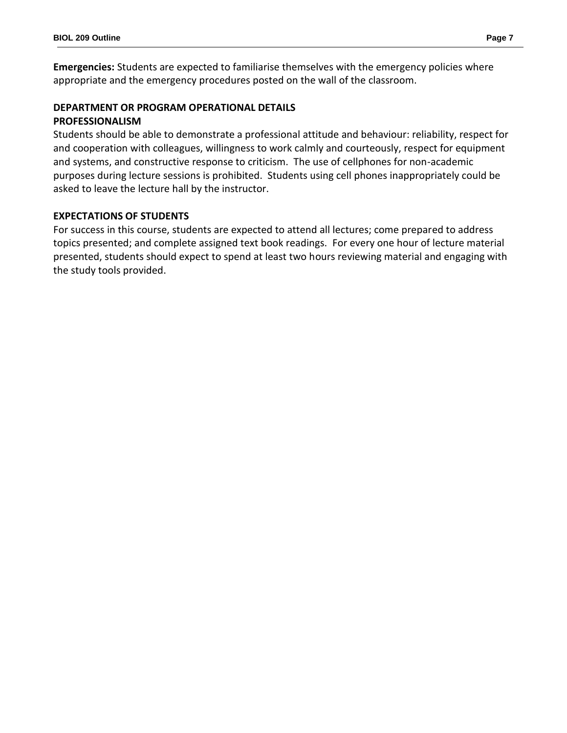**Emergencies:** Students are expected to familiarise themselves with the emergency policies where appropriate and the emergency procedures posted on the wall of the classroom.

## DEPARTMENT OR PROGRAM OPERATIONAL DETAILS

### PROFESSIONALISM

Students should be able to demonstrate a professional attitude and behaviour: reliability, respect for and cooperation with colleagues, willingness to work calmly and courteously, respect for equipment and systems, and constructive response to criticism. The use of cellphones for non-academic purposes during lecture sessions is prohibited. Students using cell phones inappropriately could be asked to leave the lecture hall by the instructor.

## EXPECTATIONS OF STUDENTS

For success in this course, students are expected to attend all lectures; come prepared to address topics presented; and complete assigned text book readings. For every one hour of lecture material presented, students should expect to spend at least two hours reviewing material and engaging with the study tools provided.